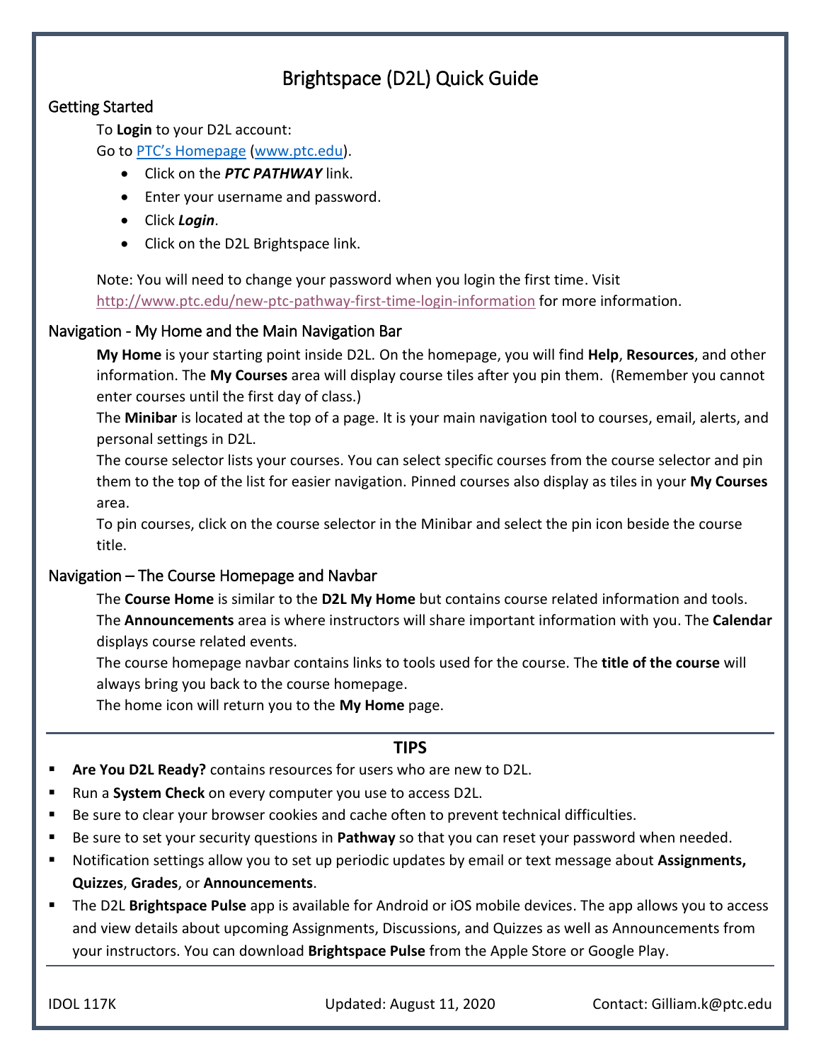# Brightspace (D2L) Quick Guide

## Getting Started

To **Login** to your D2L account:

Go to [PTC's Homepage](www.ptc.edu) (www.ptc.edu).

- Click on the ***PTC PATHWAY*** link.
- Enter your username and password.
- Click ***Login***.
- Click on the D2L Brightspace link.

Note: You will need to change your password when you login the first time. Visit http://www.ptc.edu/new-ptc-pathway-first-time-login-information for more information.

## Navigation - My Home and the Main Navigation Bar

**My Home** is your starting point inside D2L. On the homepage, you will find **Help**, **Resources**, and other information. The **My Courses** area will display course tiles after you pin them. (Remember you cannot enter courses until the first day of class.)

The **Minibar** is located at the top of a page. It is your main navigation tool to courses, email, alerts, and personal settings in D2L.

The course selector lists your courses. You can select specific courses from the course selector and pin them to the top of the list for easier navigation. Pinned courses also display as tiles in your **My Courses** area.

To pin courses, click on the course selector in the Minibar and select the pin icon beside the course title.

## Navigation – The Course Homepage and Navbar

The **Course Home** is similar to the **D2L My Home** but contains course related information and tools.

The **Announcements** area is where instructors will share important information with you. The **Calendar** displays course related events.

The course homepage navbar contains links to tools used for the course. The **title of the course** will always bring you back to the course homepage.

The home icon will return you to the **My Home** page.

---

**TIPS**

- **Are You D2L Ready?** contains resources for users who are new to D2L.
- Run a **System Check** on every computer you use to access D2L.
- Be sure to clear your browser cookies and cache often to prevent technical difficulties.
- Be sure to set your security questions in **Pathway** so that you can reset your password when needed.
- Notification settings allow you to set up periodic updates by email or text message about **Assignments, Quizzes**, **Grades**, or **Announcements**.
- The D2L **Brightspace Pulse** app is available for Android or iOS mobile devices. The app allows you to access and view details about upcoming Assignments, Discussions, and Quizzes as well as Announcements from your instructors. You can download **Brightspace Pulse** from the Apple Store or Google Play.

---

IDOL 117K | Updated: August 11, 2020 | Contact: Gilliam.k@ptc.edu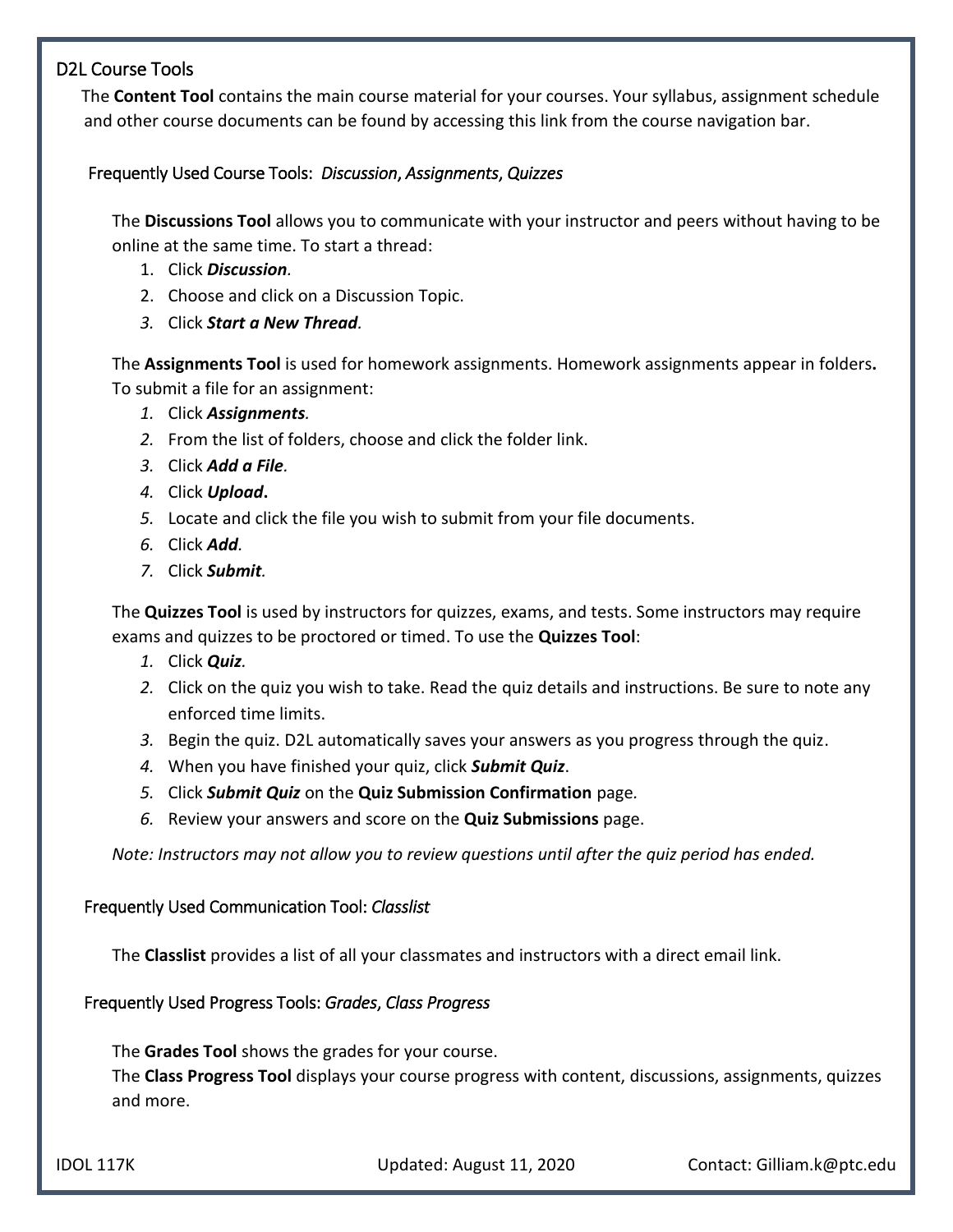## D2L Course Tools

The **Content Tool** contains the main course material for your courses. Your syllabus, assignment schedule and other course documents can be found by accessing this link from the course navigation bar.

### Frequently Used Course Tools: *Discussion*, *Assignments*, *Quizzes*

The **Discussions Tool** allows you to communicate with your instructor and peers without having to be online at the same time. To start a thread:

1. Click ***Discussion***.
2. Choose and click on a Discussion Topic.
3. Click ***Start a New Thread***.

The **Assignments Tool** is used for homework assignments. Homework assignments appear in folders**.** To submit a file for an assignment:

1. Click ***Assignments***.
2. From the list of folders, choose and click the folder link.
3. Click ***Add a File***.
4. Click ***Upload*****.**
5. Locate and click the file you wish to submit from your file documents.
6. Click ***Add***.
7. Click ***Submit***.

The **Quizzes Tool** is used by instructors for quizzes, exams, and tests. Some instructors may require exams and quizzes to be proctored or timed. To use the **Quizzes Tool**:

1. Click ***Quiz***.
2. Click on the quiz you wish to take. Read the quiz details and instructions. Be sure to note any enforced time limits.
3. Begin the quiz. D2L automatically saves your answers as you progress through the quiz.
4. When you have finished your quiz, click ***Submit Quiz***.
5. Click ***Submit Quiz*** on the **Quiz Submission Confirmation** page.
6. Review your answers and score on the **Quiz Submissions** page.

*Note: Instructors may not allow you to review questions until after the quiz period has ended.*

### Frequently Used Communication Tool: *Classlist*

The **Classlist** provides a list of all your classmates and instructors with a direct email link.

### Frequently Used Progress Tools: *Grades*, *Class Progress*

The **Grades Tool** shows the grades for your course.
The **Class Progress Tool** displays your course progress with content, discussions, assignments, quizzes and more.

IDOL 117K Updated: August 11, 2020 Contact: Gilliam.k@ptc.edu